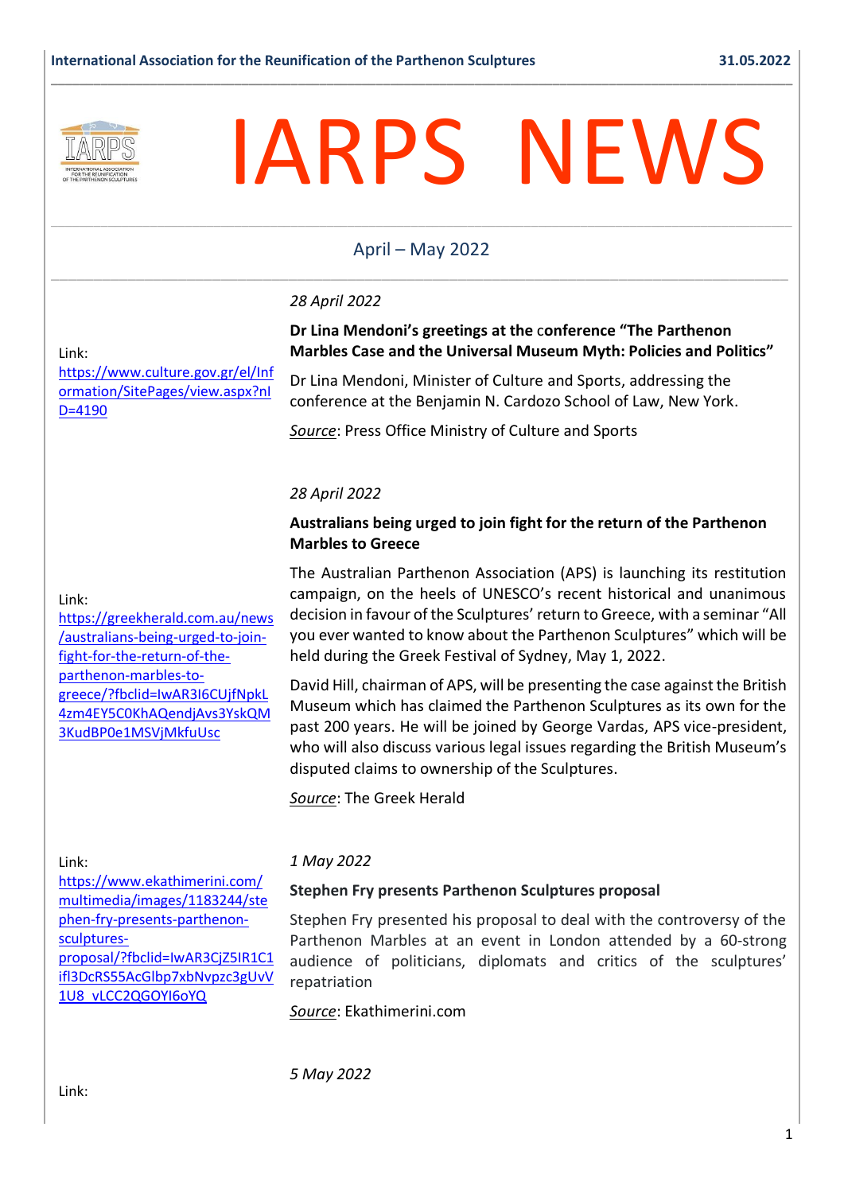# IARPS NEWS

April – May 2022

*28 April 2022*

**Dr Lina Mendoni's greetings at the conference "The Parthenon Marbles Case and the Universal Museum Myth: Policies and Politics"**

Dr Lina Mendoni, Minister of Culture and Sports, addressing the conference at the Benjamin N. Cardozo School of Law, New York.

*Source*: Press Office Ministry of Culture and Sports

Link: https://www.culture.gov.gr/el/Information/SitePages/view.aspx?nID=4190

*28 April 2022*

**Australians being urged to join fight for the return of the Parthenon Marbles to Greece**

The Australian Parthenon Association (APS) is launching its restitution campaign, on the heels of UNESCO's recent historical and unanimous decision in favour of the Sculptures' return to Greece, with a seminar "All you ever wanted to know about the Parthenon Sculptures" which will be held during the Greek Festival of Sydney, May 1, 2022.

David Hill, chairman of APS, will be presenting the case against the British Museum which has claimed the Parthenon Sculptures as its own for the past 200 years. He will be joined by George Vardas, APS vice-president, who will also discuss various legal issues regarding the British Museum's disputed claims to ownership of the Sculptures.

*Source*: The Greek Herald

Link: https://greekherald.com.au/news/australians-being-urged-to-join-fight-for-the-return-of-the-parthenon-marbles-to-greece/?fbclid=IwAR3I6CUjfNpkL4zm4EY5C0KhAQendjAvs3YskQM3KudBP0e1MSVjMkfuUsc

*1 May 2022*

**Stephen Fry presents Parthenon Sculptures proposal**

Stephen Fry presented his proposal to deal with the controversy of the Parthenon Marbles at an event in London attended by a 60-strong audience of politicians, diplomats and critics of the sculptures' repatriation

*Source*: Ekathimerini.com

Link: https://www.ekathimerini.com/multimedia/images/1183244/stephen-fry-presents-parthenon-sculptures-proposal/?fbclid=IwAR3CjZ5IR1C1ifl3DcRS55AcGlbp7xbNvpzc3gUvV1U8_vLCC2QGOYI6oYQ

*5 May 2022*

Link: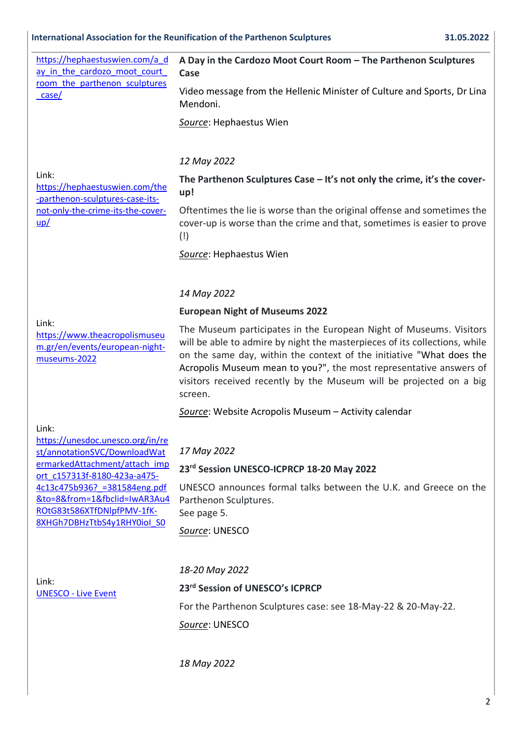https://hephaestuswien.com/a_day_in_the_cardozo_moot_court_room_the_parthenon_sculptures_case/

**A Day in the Cardozo Moot Court Room – The Parthenon Sculptures Case**

Video message from the Hellenic Minister of Culture and Sports, Dr Lina Mendoni.

_Source_: Hephaestus Wien

*12 May 2022*

Link: https://hephaestuswien.com/the-parthenon-sculptures-case-its-not-only-the-crime-its-the-cover-up/

**The Parthenon Sculptures Case – It's not only the crime, it's the cover-up!**

Oftentimes the lie is worse than the original offense and sometimes the cover-up is worse than the crime and that, sometimes is easier to prove (!)

_Source_: Hephaestus Wien

*14 May 2022*

Link: https://www.theacropolismuseum.gr/en/events/european-night-museums-2022

**European Night of Museums 2022**

The Museum participates in the European Night of Museums. Visitors will be able to admire by night the masterpieces of its collections, while on the same day, within the context of the initiative "What does the Acropolis Museum mean to you?", the most representative answers of visitors received recently by the Museum will be projected on a big screen.

_Source_: Website Acropolis Museum – Activity calendar

*17 May 2022*

Link: https://unesdoc.unesco.org/in/rest/annotationSVC/DownloadWatermarkedAttachment/attach_import_c157313f-8180-423a-a475-4c13c475b936?_=381584eng.pdf&to=8&from=1&fbclid=IwAR3Au4ROtG83t586XTfDNlpfPMV-1fK-8XHGh7DBHzTtbS4y1RHY0ioI_S0

**23rd Session UNESCO-ICPRCP 18-20 May 2022**

UNESCO announces formal talks between the U.K. and Greece on the Parthenon Sculptures.
See page 5.

_Source_: UNESCO

*18-20 May 2022*

Link: UNESCO - Live Event

**23rd Session of UNESCO's ICPRCP**

For the Parthenon Sculptures case: see 18-May-22 & 20-May-22.

_Source_: UNESCO

*18 May 2022*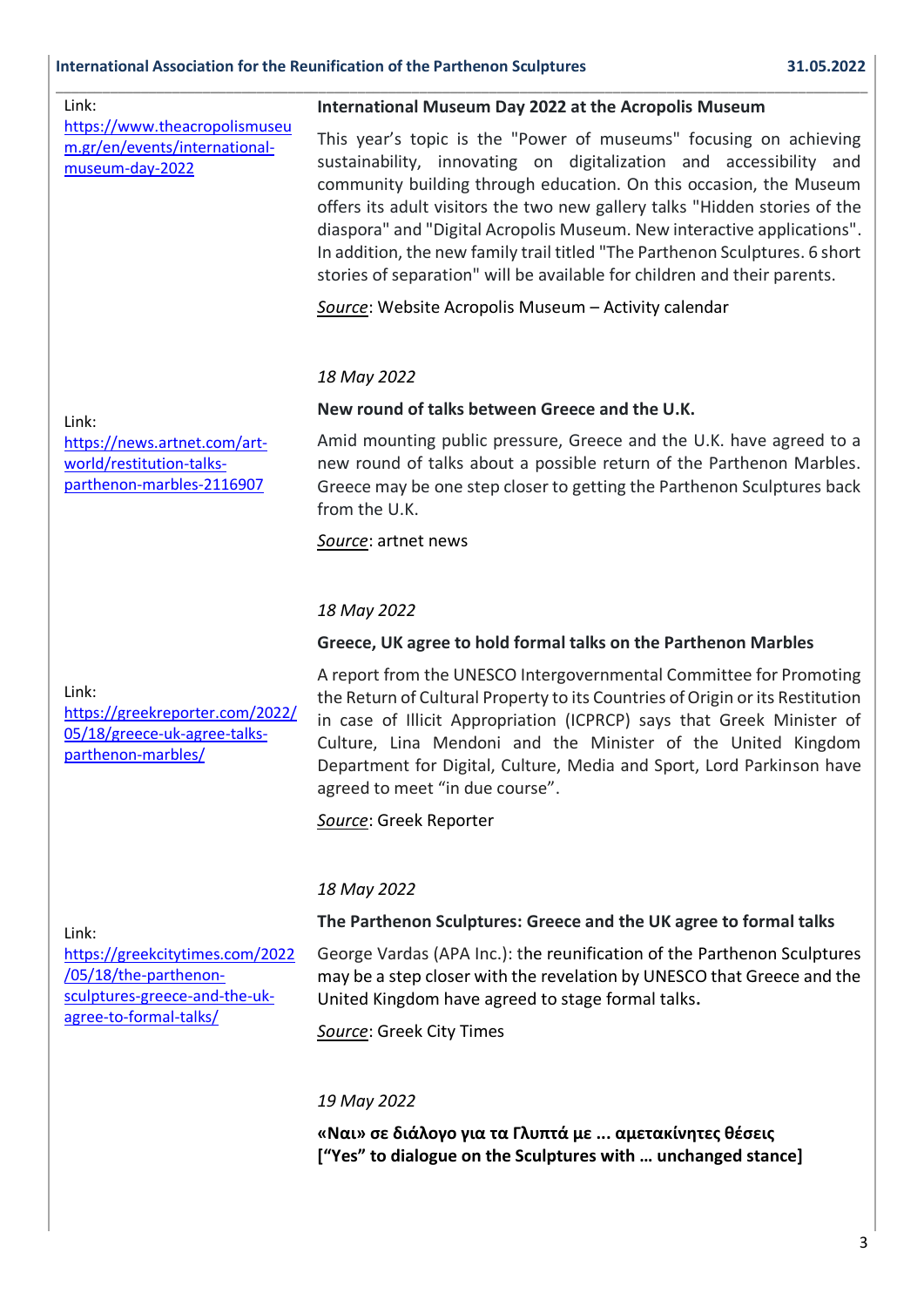Link: [https://www.theacropolismuseum.gr/en/events/international-museum-day-2022](https://www.theacropolismuseum.gr/en/events/international-museum-day-2022)

**International Museum Day 2022 at the Acropolis Museum**

This year's topic is the "Power of museums" focusing on achieving sustainability, innovating on digitalization and accessibility and community building through education. On this occasion, the Museum offers its adult visitors the two new gallery talks "Hidden stories of the diaspora" and "Digital Acropolis Museum. New interactive applications". In addition, the new family trail titled "The Parthenon Sculptures. 6 short stories of separation" will be available for children and their parents.

*Source*: Website Acropolis Museum – Activity calendar

*18 May 2022*

**New round of talks between Greece and the U.K.**

Link: [https://news.artnet.com/art-world/restitution-talks-parthenon-marbles-2116907](https://news.artnet.com/art-world/restitution-talks-parthenon-marbles-2116907)

Amid mounting public pressure, Greece and the U.K. have agreed to a new round of talks about a possible return of the Parthenon Marbles. Greece may be one step closer to getting the Parthenon Sculptures back from the U.K.

*Source*: artnet news

*18 May 2022*

**Greece, UK agree to hold formal talks on the Parthenon Marbles**

Link: [https://greekreporter.com/2022/05/18/greece-uk-agree-talks-parthenon-marbles/](https://greekreporter.com/2022/05/18/greece-uk-agree-talks-parthenon-marbles/)

A report from the UNESCO Intergovernmental Committee for Promoting the Return of Cultural Property to its Countries of Origin or its Restitution in case of Illicit Appropriation (ICPRCP) says that Greek Minister of Culture, Lina Mendoni and the Minister of the United Kingdom Department for Digital, Culture, Media and Sport, Lord Parkinson have agreed to meet "in due course".

*Source*: Greek Reporter

*18 May 2022*

**The Parthenon Sculptures: Greece and the UK agree to formal talks**

Link: [https://greekcitytimes.com/2022/05/18/the-parthenon-sculptures-greece-and-the-uk-agree-to-formal-talks/](https://greekcitytimes.com/2022/05/18/the-parthenon-sculptures-greece-and-the-uk-agree-to-formal-talks/)

George Vardas (APA Inc.): the reunification of the Parthenon Sculptures may be a step closer with the revelation by UNESCO that Greece and the United Kingdom have agreed to stage formal talks**.**

*Source*: Greek City Times

*19 May 2022*

**«Ναι» σε διάλογο για τα Γλυπτά με ... αμετακίνητες θέσεις**
**["Yes" to dialogue on the Sculptures with … unchanged stance]**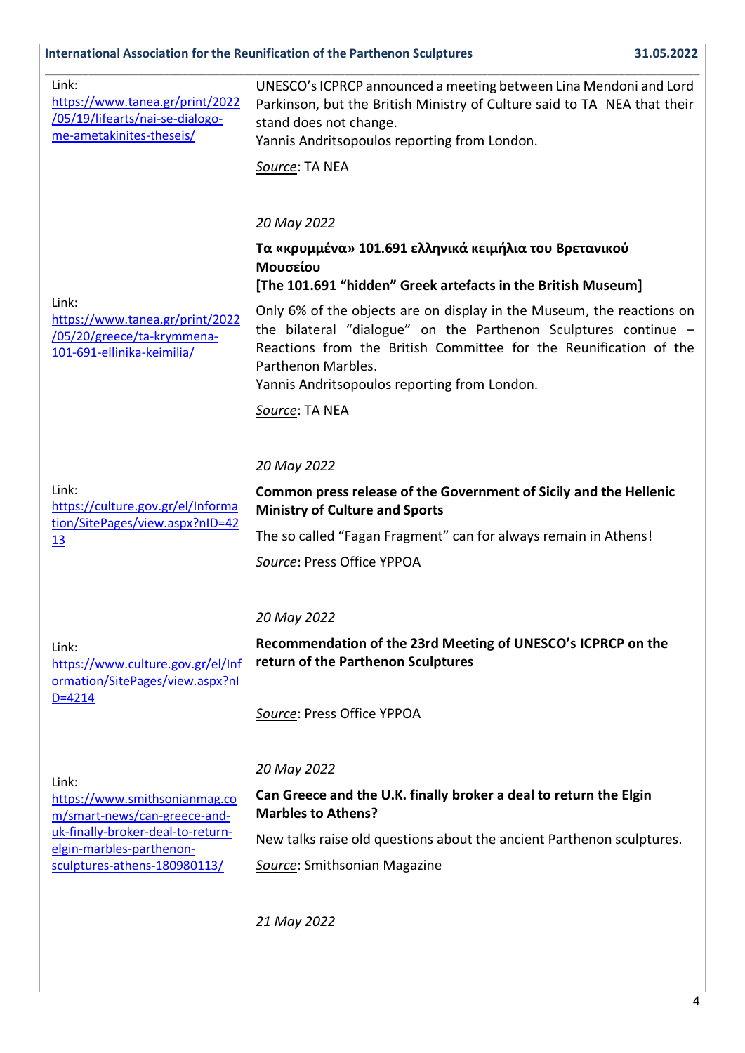Link:
https://www.tanea.gr/print/2022/05/19/lifearts/nai-se-dialogo-me-ametakinites-theseis/

UNESCO's ICPRCP announced a meeting between Lina Mendoni and Lord Parkinson, but the British Ministry of Culture said to TA NEA that their stand does not change.
Yannis Andritsopoulos reporting from London.

*Source*: TA NEA

*20 May 2022*

**Τα «κρυμμένα» 101.691 ελληνικά κειμήλια του Βρετανικού Μουσείου**
**[The 101.691 "hidden" Greek artefacts in the British Museum]**

Link:
https://www.tanea.gr/print/2022/05/20/greece/ta-krymmena-101-691-ellinika-keimilia/

Only 6% of the objects are on display in the Museum, the reactions on the bilateral "dialogue" on the Parthenon Sculptures continue – Reactions from the British Committee for the Reunification of the Parthenon Marbles.
Yannis Andritsopoulos reporting from London.

*Source*: TA NEA

*20 May 2022*

Link:
https://culture.gov.gr/el/Information/SitePages/view.aspx?nID=4213

**Common press release of the Government of Sicily and the Hellenic Ministry of Culture and Sports**

The so called "Fagan Fragment" can for always remain in Athens!

*Source*: Press Office YPPOA

*20 May 2022*

Link:
https://www.culture.gov.gr/el/Information/SitePages/view.aspx?nID=4214

**Recommendation of the 23rd Meeting of UNESCO's ICPRCP on the return of the Parthenon Sculptures**

*Source*: Press Office YPPOA

*20 May 2022*

Link:
https://www.smithsonianmag.com/smart-news/can-greece-and-uk-finally-broker-deal-to-return-elgin-marbles-parthenon-sculptures-athens-180980113/

**Can Greece and the U.K. finally broker a deal to return the Elgin Marbles to Athens?**

New talks raise old questions about the ancient Parthenon sculptures.

*Source*: Smithsonian Magazine

*21 May 2022*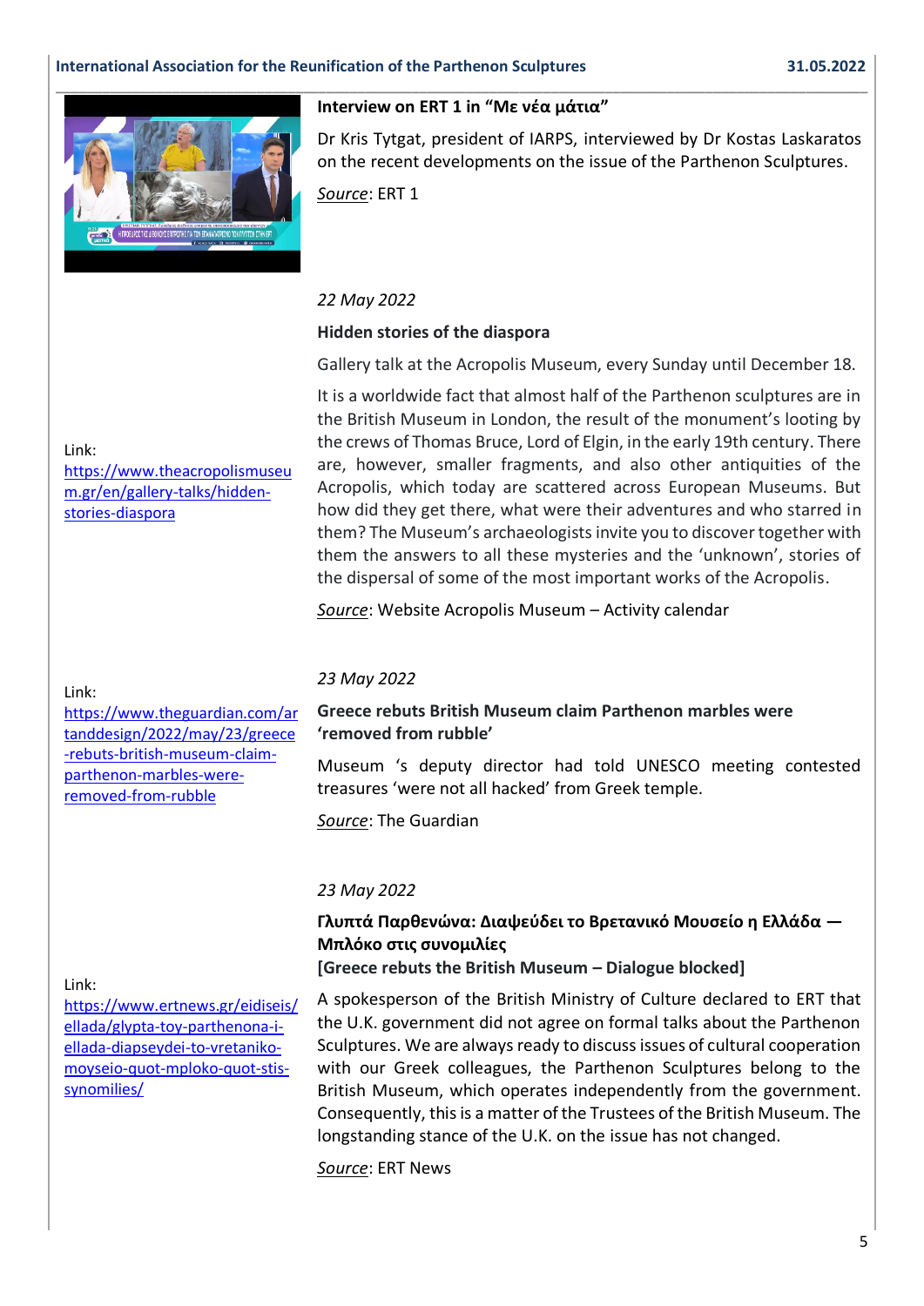**Interview on ERT 1 in "Με νέα μάτια"**

Dr Kris Tytgat, president of IARPS, interviewed by Dr Kostas Laskaratos on the recent developments on the issue of the Parthenon Sculptures.

*Source*: ERT 1

*22 May 2022*

**Hidden stories of the diaspora**

Gallery talk at the Acropolis Museum, every Sunday until December 18.

It is a worldwide fact that almost half of the Parthenon sculptures are in the British Museum in London, the result of the monument's looting by the crews of Thomas Bruce, Lord of Elgin, in the early 19th century. There are, however, smaller fragments, and also other antiquities of the Acropolis, which today are scattered across European Museums. But how did they get there, what were their adventures and who starred in them? The Museum's archaeologists invite you to discover together with them the answers to all these mysteries and the 'unknown', stories of the dispersal of some of the most important works of the Acropolis.

*Source*: Website Acropolis Museum – Activity calendar

Link: https://www.theacropolismuseum.gr/en/gallery-talks/hidden-stories-diaspora

*23 May 2022*

**Greece rebuts British Museum claim Parthenon marbles were 'removed from rubble'**

Museum 's deputy director had told UNESCO meeting contested treasures 'were not all hacked' from Greek temple.

*Source*: The Guardian

Link: https://www.theguardian.com/artanddesign/2022/may/23/greece-rebuts-british-museum-claim-parthenon-marbles-were-removed-from-rubble

*23 May 2022*

**Γλυπτά Παρθενώνα: Διαψεύδει το Βρετανικό Μουσείο η Ελλάδα — Μπλόκο στις συνομιλίες**
**[Greece rebuts the British Museum – Dialogue blocked]**

A spokesperson of the British Ministry of Culture declared to ERT that the U.K. government did not agree on formal talks about the Parthenon Sculptures. We are always ready to discuss issues of cultural cooperation with our Greek colleagues, the Parthenon Sculptures belong to the British Museum, which operates independently from the government. Consequently, this is a matter of the Trustees of the British Museum. The longstanding stance of the U.K. on the issue has not changed.

*Source*: ERT News

Link: https://www.ertnews.gr/eidiseis/ellada/glypta-toy-parthenona-i-ellada-diapseydei-to-vretaniko-moyseio-quot-mploko-quot-stis-synomilies/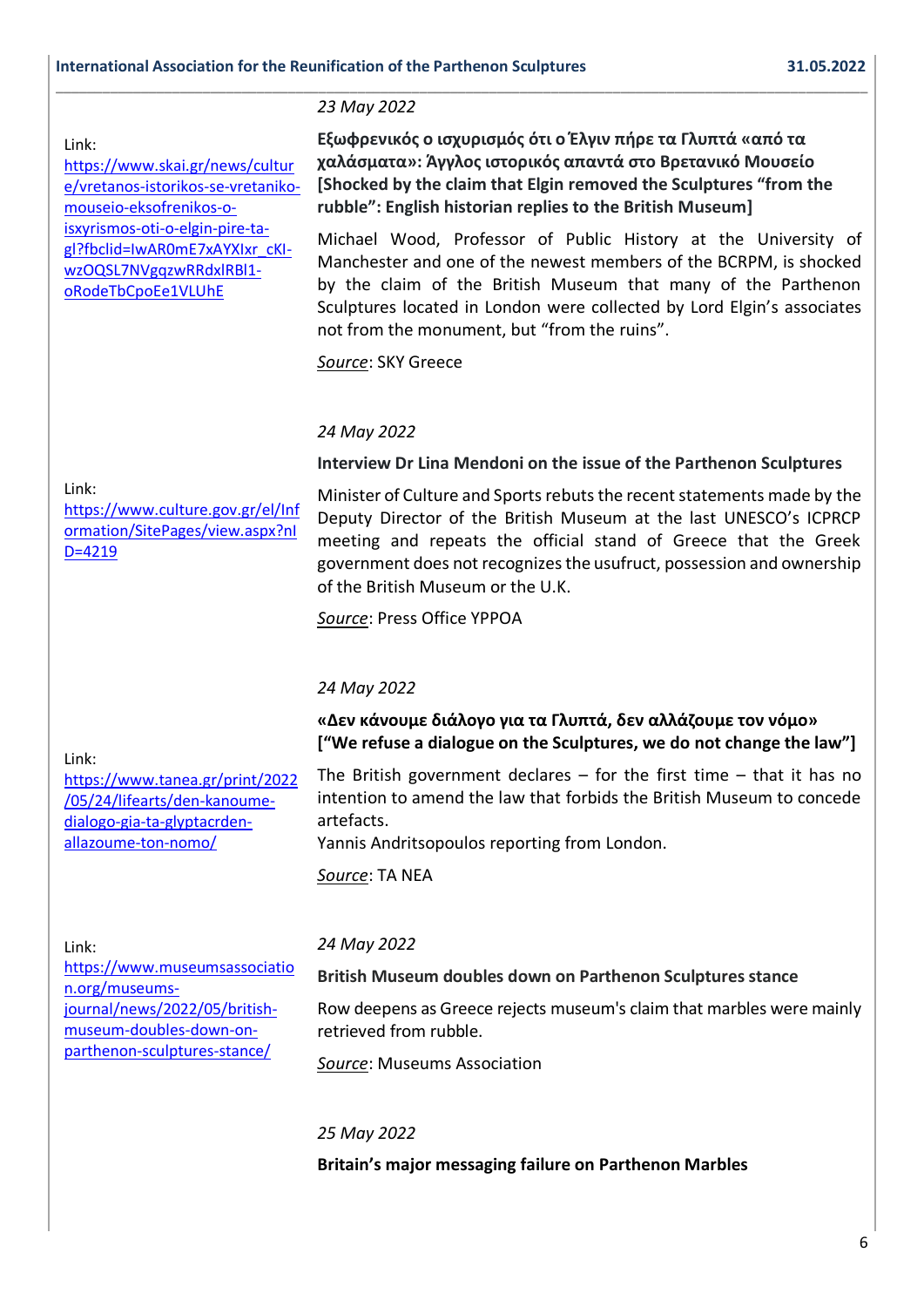*23 May 2022*

Link:
https://www.skai.gr/news/culture/vretanos-istorikos-se-vretaniko-mouseio-eksofrenikos-o-isxyrismos-oti-o-elgin-pire-ta-gl?fbclid=IwAR0mE7xAYXIxr_cKI-wzOQSL7NVgqzwRRdxlRBl1-oRodeTbCpoEe1VLUhE

**Εξωφρενικός ο ισχυρισμός ότι ο Έλγιν πήρε τα Γλυπτά «από τα χαλάσματα»: Άγγλος ιστορικός απαντά στο Βρετανικό Μουσείο [Shocked by the claim that Elgin removed the Sculptures "from the rubble": English historian replies to the British Museum]**

Michael Wood, Professor of Public History at the University of Manchester and one of the newest members of the BCRPM, is shocked by the claim of the British Museum that many of the Parthenon Sculptures located in London were collected by Lord Elgin's associates not from the monument, but "from the ruins".

*Source*: SKY Greece

*24 May 2022*

Link:
https://www.culture.gov.gr/el/Information/SitePages/view.aspx?nID=4219

**Interview Dr Lina Mendoni on the issue of the Parthenon Sculptures**

Minister of Culture and Sports rebuts the recent statements made by the Deputy Director of the British Museum at the last UNESCO's ICPRCP meeting and repeats the official stand of Greece that the Greek government does not recognizes the usufruct, possession and ownership of the British Museum or the U.K.

*Source*: Press Office YPPOA

*24 May 2022*

Link:
https://www.tanea.gr/print/2022/05/24/lifearts/den-kanoume-dialogo-gia-ta-glyptacrden-allazoume-ton-nomo/

**«Δεν κάνουμε διάλογο για τα Γλυπτά, δεν αλλάζουμε τον νόμο» ["We refuse a dialogue on the Sculptures, we do not change the law"]**

The British government declares – for the first time – that it has no intention to amend the law that forbids the British Museum to concede artefacts.
Yannis Andritsopoulos reporting from London.

*Source*: TA NEA

*24 May 2022*

Link:
https://www.museumsassociation.org/museums-journal/news/2022/05/british-museum-doubles-down-on-parthenon-sculptures-stance/

**British Museum doubles down on Parthenon Sculptures stance**

Row deepens as Greece rejects museum's claim that marbles were mainly retrieved from rubble.

*Source*: Museums Association

*25 May 2022*

**Britain's major messaging failure on Parthenon Marbles**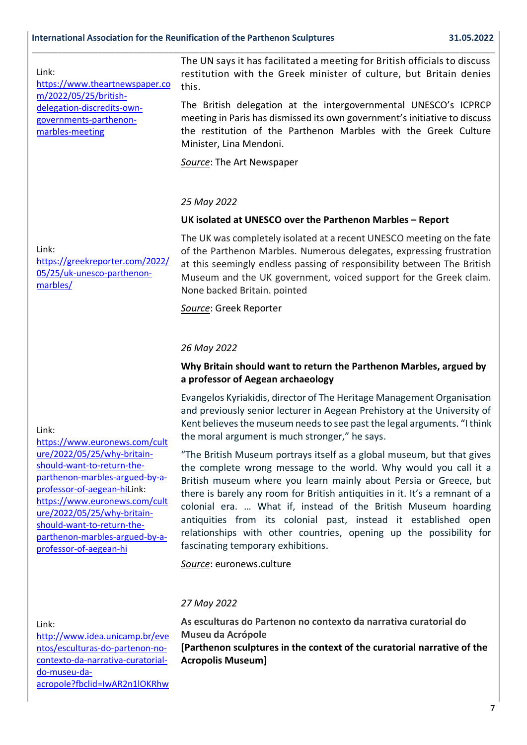Link: [https://www.theartnewspaper.com/2022/05/25/british-delegation-discredits-own-governments-parthenon-marbles-meeting](https://www.theartnewspaper.com/2022/05/25/british-delegation-discredits-own-governments-parthenon-marbles-meeting)

The UN says it has facilitated a meeting for British officials to discuss restitution with the Greek minister of culture, but Britain denies this.

The British delegation at the intergovernmental UNESCO's ICPRCP meeting in Paris has dismissed its own government's initiative to discuss the restitution of the Parthenon Marbles with the Greek Culture Minister, Lina Mendoni.

*Source*: The Art Newspaper

*25 May 2022*

**UK isolated at UNESCO over the Parthenon Marbles – Report**

Link: [https://greekreporter.com/2022/05/25/uk-unesco-parthenon-marbles/](https://greekreporter.com/2022/05/25/uk-unesco-parthenon-marbles/)

The UK was completely isolated at a recent UNESCO meeting on the fate of the Parthenon Marbles. Numerous delegates, expressing frustration at this seemingly endless passing of responsibility between The British Museum and the UK government, voiced support for the Greek claim. None backed Britain. pointed

*Source*: Greek Reporter

*26 May 2022*

**Why Britain should want to return the Parthenon Marbles, argued by a professor of Aegean archaeology**

Link: [https://www.euronews.com/culture/2022/05/25/why-britain-should-want-to-return-the-parthenon-marbles-argued-by-a-professor-of-aegean-hi](https://www.euronews.com/culture/2022/05/25/why-britain-should-want-to-return-the-parthenon-marbles-argued-by-a-professor-of-aegean-hi)Link: [https://www.euronews.com/culture/2022/05/25/why-britain-should-want-to-return-the-parthenon-marbles-argued-by-a-professor-of-aegean-hi](https://www.euronews.com/culture/2022/05/25/why-britain-should-want-to-return-the-parthenon-marbles-argued-by-a-professor-of-aegean-hi)

Evangelos Kyriakidis, director of The Heritage Management Organisation and previously senior lecturer in Aegean Prehistory at the University of Kent believes the museum needs to see past the legal arguments. "I think the moral argument is much stronger," he says.

"The British Museum portrays itself as a global museum, but that gives the complete wrong message to the world. Why would you call it a British museum where you learn mainly about Persia or Greece, but there is barely any room for British antiquities in it. It's a remnant of a colonial era. … What if, instead of the British Museum hoarding antiquities from its colonial past, instead it established open relationships with other countries, opening up the possibility for fascinating temporary exhibitions.

*Source*: euronews.culture

*27 May 2022*

**As esculturas do Partenon no contexto da narrativa curatorial do Museu da Acrópole**
**[Parthenon sculptures in the context of the curatorial narrative of the Acropolis Museum]**

Link: [http://www.idea.unicamp.br/eventos/esculturas-do-partenon-no-contexto-da-narrativa-curatorial-do-museu-da-acropole?fbclid=IwAR2n1lOKRhw](http://www.idea.unicamp.br/eventos/esculturas-do-partenon-no-contexto-da-narrativa-curatorial-do-museu-da-acropole?fbclid=IwAR2n1lOKRhw)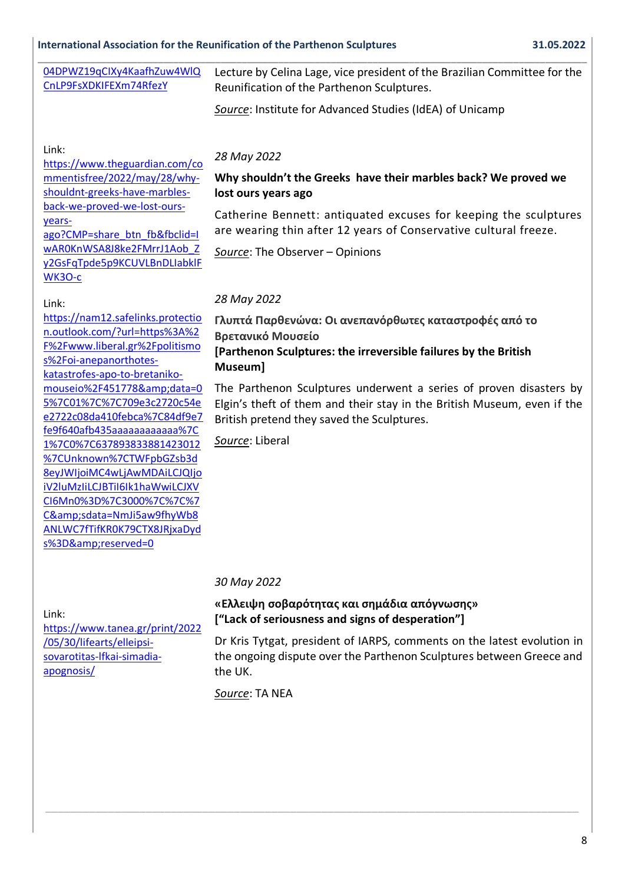04DPWZ19qCIXy4KaafhZuw4WlQCnLP9FsXDKIFEXm74RfezY

Lecture by Celina Lage, vice president of the Brazilian Committee for the Reunification of the Parthenon Sculptures.

*Source*: Institute for Advanced Studies (IdEA) of Unicamp

Link: https://www.theguardian.com/commentisfree/2022/may/28/why-shouldnt-greeks-have-marbles-back-we-proved-we-lost-ours-years-ago?CMP=share_btn_fb&fbclid=IwAR0KnWSA8J8ke2FMrrJ1Aob_Zy2GsFqTpde5p9KCUVLBnDLIabklFWK3O-c

*28 May 2022*

**Why shouldn't the Greeks have their marbles back? We proved we lost ours years ago**

Catherine Bennett: antiquated excuses for keeping the sculptures are wearing thin after 12 years of Conservative cultural freeze.

*Source*: The Observer – Opinions

Link: https://nam12.safelinks.protection.outlook.com/?url=https%3A%2F%2Fwww.liberal.gr%2Fpolitismos%2Foi-anepanorthotes-katastrofes-apo-to-bretaniko-mouseio%2F451778&amp;data=05%7C01%7C%7C709e3c2720c54ee2722c08da410febca%7C84df9e7fe9f640afb435aaaaaaaaaaaa%7C1%7C0%7C637893833881423012%7CUnknown%7CTWFpbGZsb3d8eyJWIjoiMC4wLjAwMDAiLCJQIjoiV2luMzIiLCJBTiI6Ik1haWwiLCJXVCI6Mn0%3D%7C3000%7C%7C%7C&amp;sdata=NmJi5aw9fhyWb8ANLWC7fTifKR0K79CTX8JRjxaDyds%3D&amp;reserved=0

*28 May 2022*

**Γλυπτά Παρθενώνα: Οι ανεπανόρθωτες καταστροφές από το Βρετανικό Μουσείο**
**[Parthenon Sculptures: the irreversible failures by the British Museum]**

The Parthenon Sculptures underwent a series of proven disasters by Elgin's theft of them and their stay in the British Museum, even if the British pretend they saved the Sculptures.

*Source*: Liberal

Link: https://www.tanea.gr/print/2022/05/30/lifearts/elleipsi-sovarotitas-lfkai-simadia-apognosis/

*30 May 2022*

**«Ελλειψη σοβαρότητας και σημάδια απόγνωσης»**
**["Lack of seriousness and signs of desperation"]**

Dr Kris Tytgat, president of IARPS, comments on the latest evolution in the ongoing dispute over the Parthenon Sculptures between Greece and the UK.

*Source*: TA NEA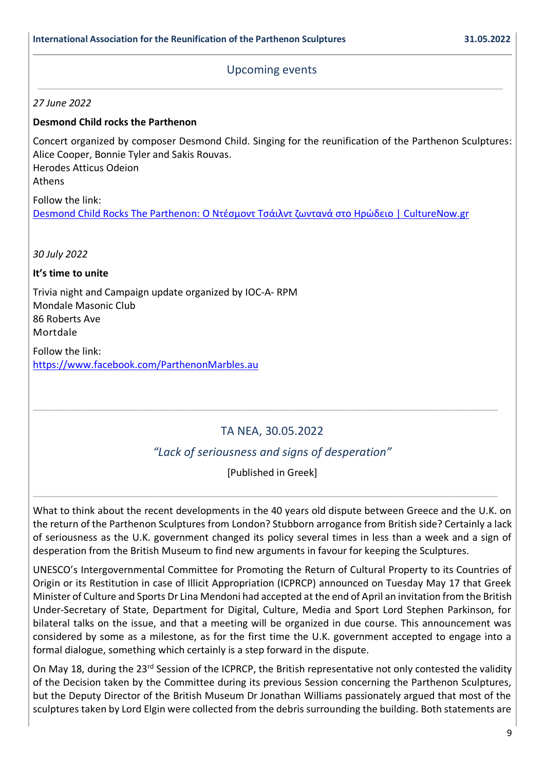## Upcoming events

*27 June 2022*

**Desmond Child rocks the Parthenon**

Concert organized by composer Desmond Child. Singing for the reunification of the Parthenon Sculptures: Alice Cooper, Bonnie Tyler and Sakis Rouvas.
Herodes Atticus Odeion
Athens

Follow the link:
[Desmond Child Rocks The Parthenon: Ο Ντέσμοντ Τσάιλντ ζωντανά στο Ηρώδειο | CultureNow.gr]()

*30 July 2022*

**It's time to unite**

Trivia night and Campaign update organized by IOC-A- RPM
Mondale Masonic Club
86 Roberts Ave
Mortdale

Follow the link:
[https://www.facebook.com/ParthenonMarbles.au](https://www.facebook.com/ParthenonMarbles.au)

## TA NEA, 30.05.2022

### *"Lack of seriousness and signs of desperation"*

[Published in Greek]

What to think about the recent developments in the 40 years old dispute between Greece and the U.K. on the return of the Parthenon Sculptures from London? Stubborn arrogance from British side? Certainly a lack of seriousness as the U.K. government changed its policy several times in less than a week and a sign of desperation from the British Museum to find new arguments in favour for keeping the Sculptures.

UNESCO's Intergovernmental Committee for Promoting the Return of Cultural Property to its Countries of Origin or its Restitution in case of Illicit Appropriation (ICPRCP) announced on Tuesday May 17 that Greek Minister of Culture and Sports Dr Lina Mendoni had accepted at the end of April an invitation from the British Under-Secretary of State, Department for Digital, Culture, Media and Sport Lord Stephen Parkinson, for bilateral talks on the issue, and that a meeting will be organized in due course. This announcement was considered by some as a milestone, as for the first time the U.K. government accepted to engage into a formal dialogue, something which certainly is a step forward in the dispute.

On May 18, during the 23rd Session of the ICPRCP, the British representative not only contested the validity of the Decision taken by the Committee during its previous Session concerning the Parthenon Sculptures, but the Deputy Director of the British Museum Dr Jonathan Williams passionately argued that most of the sculptures taken by Lord Elgin were collected from the debris surrounding the building. Both statements are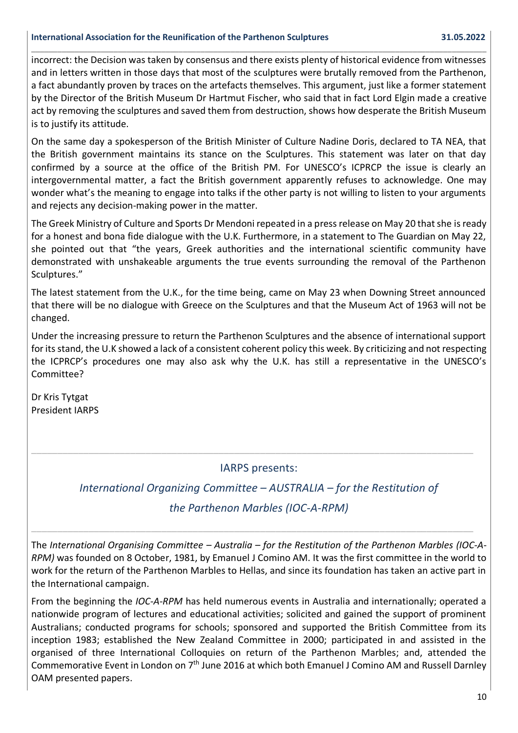incorrect: the Decision was taken by consensus and there exists plenty of historical evidence from witnesses and in letters written in those days that most of the sculptures were brutally removed from the Parthenon, a fact abundantly proven by traces on the artefacts themselves. This argument, just like a former statement by the Director of the British Museum Dr Hartmut Fischer, who said that in fact Lord Elgin made a creative act by removing the sculptures and saved them from destruction, shows how desperate the British Museum is to justify its attitude.

On the same day a spokesperson of the British Minister of Culture Nadine Doris, declared to TA NEA, that the British government maintains its stance on the Sculptures. This statement was later on that day confirmed by a source at the office of the British PM. For UNESCO's ICPRCP the issue is clearly an intergovernmental matter, a fact the British government apparently refuses to acknowledge. One may wonder what's the meaning to engage into talks if the other party is not willing to listen to your arguments and rejects any decision-making power in the matter.

The Greek Ministry of Culture and Sports Dr Mendoni repeated in a press release on May 20 that she is ready for a honest and bona fide dialogue with the U.K. Furthermore, in a statement to The Guardian on May 22, she pointed out that "the years, Greek authorities and the international scientific community have demonstrated with unshakeable arguments the true events surrounding the removal of the Parthenon Sculptures."

The latest statement from the U.K., for the time being, came on May 23 when Downing Street announced that there will be no dialogue with Greece on the Sculptures and that the Museum Act of 1963 will not be changed.

Under the increasing pressure to return the Parthenon Sculptures and the absence of international support for its stand, the U.K showed a lack of a consistent coherent policy this week. By criticizing and not respecting the ICPRCP's procedures one may also ask why the U.K. has still a representative in the UNESCO's Committee?

Dr Kris Tytgat
President IARPS

---

## IARPS presents:

## *International Organizing Committee – AUSTRALIA – for the Restitution of the Parthenon Marbles (IOC-A-RPM)*

---

The *International Organising Committee – Australia – for the Restitution of the Parthenon Marbles (IOC-A-RPM)* was founded on 8 October, 1981, by Emanuel J Comino AM. It was the first committee in the world to work for the return of the Parthenon Marbles to Hellas, and since its foundation has taken an active part in the International campaign.

From the beginning the *IOC-A-RPM* has held numerous events in Australia and internationally; operated a nationwide program of lectures and educational activities; solicited and gained the support of prominent Australians; conducted programs for schools; sponsored and supported the British Committee from its inception 1983; established the New Zealand Committee in 2000; participated in and assisted in the organised of three International Colloquies on return of the Parthenon Marbles; and, attended the Commemorative Event in London on 7th June 2016 at which both Emanuel J Comino AM and Russell Darnley OAM presented papers.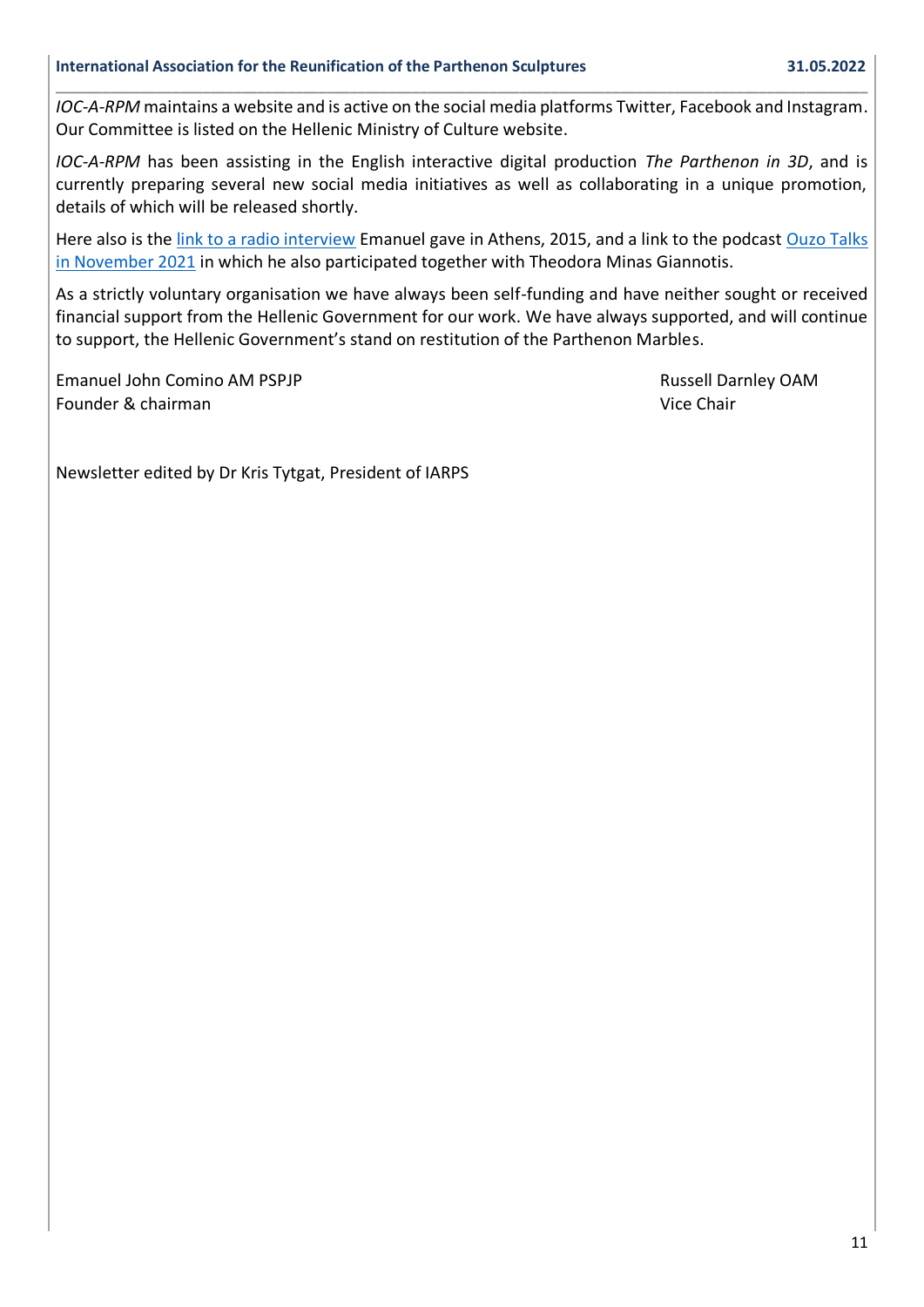*IOC-A-RPM* maintains a website and is active on the social media platforms Twitter, Facebook and Instagram. Our Committee is listed on the Hellenic Ministry of Culture website.

*IOC-A-RPM* has been assisting in the English interactive digital production *The Parthenon in 3D*, and is currently preparing several new social media initiatives as well as collaborating in a unique promotion, details of which will be released shortly.

Here also is the link to a radio interview Emanuel gave in Athens, 2015, and a link to the podcast Ouzo Talks in November 2021 in which he also participated together with Theodora Minas Giannotis.

As a strictly voluntary organisation we have always been self-funding and have neither sought or received financial support from the Hellenic Government for our work. We have always supported, and will continue to support, the Hellenic Government's stand on restitution of the Parthenon Marbles.

Emanuel John Comino AM PSPJP
Founder & chairman

Russell Darnley OAM
Vice Chair

Newsletter edited by Dr Kris Tytgat, President of IARPS